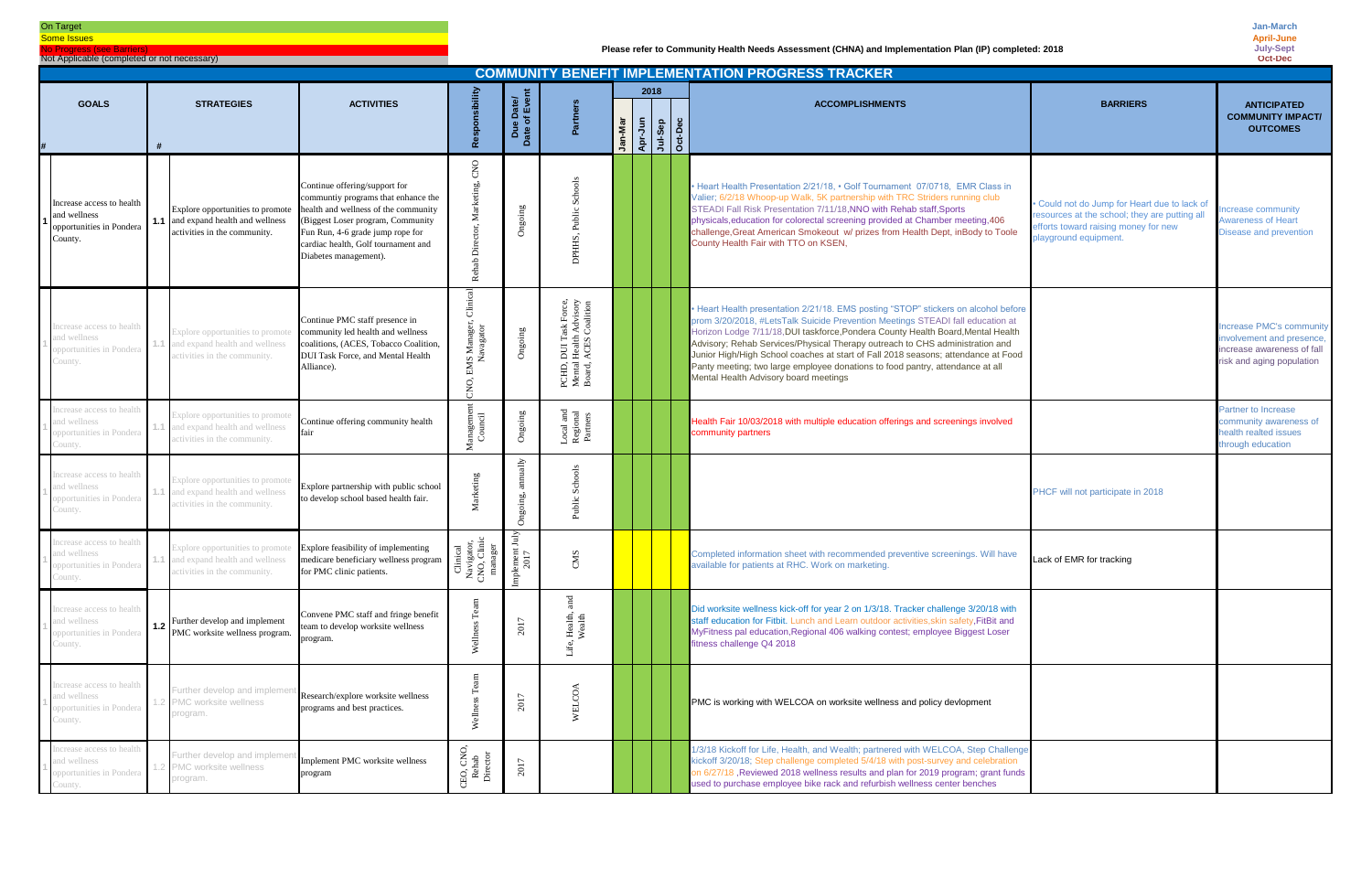On Target
Some Issues
No Progress (see Barriers)
Not Applicable (completed or not necessary)

Please refer to Community Health Needs Assessment (CHNA) and Implementation Plan (IP) completed: 2018

Jan-March
April-June
July-Sept
Oct-Dec

# COMMUNITY BENEFIT IMPLEMENTATION PROGRESS TRACKER

| # | GOALS | # | STRATEGIES | ACTIVITIES | Responsibility | Due Date/ Date of Event | Partners | 2018 Jan-Mar | 2018 Apr-Jun | 2018 Jul-Sep | 2018 Oct-Dec | ACCOMPLISHMENTS | BARRIERS | ANTICIPATED COMMUNITY IMPACT/ OUTCOMES |
|---|---|---|---|---|---|---|---|---|---|---|---|---|---|---|
| 1 | Increase access to health and wellness opportunities in Pondera County. | 1.1 | Explore opportunities to promote and expand health and wellness activities in the community. | Continue offering/support for communtiy programs that enhance the health and wellness of the community (Biggest Loser program, Community Fun Run, 4-6 grade jump rope for cardiac health, Golf tournament and Diabetes management). | Rehab Director, Marketing, CNO | Ongoing | DPHHS, Public Schools | | | | | • Heart Health Presentation 2/21/18, • Golf Tournament 07/0718, EMR Class in Valier; 6/2/18 Whoop-up Walk, 5K partnership with TRC Striders running club STEADI Fall Risk Presentation 7/11/18,NNO with Rehab staff,Sports physicals,education for colorectal screening provided at Chamber meeting,406 challenge,Great American Smokeout w/ prizes from Health Dept, inBody to Toole County Health Fair with TTO on KSEN, | • Could not do Jump for Heart due to lack of resources at the school; they are putting all efforts toward raising money for new playground equipment. | Increase community Awareness of Heart Disease and prevention |
| 1 | Increase access to health and wellness opportunities in Pondera County. | 1.1 | Explore opportunities to promote and expand health and wellness activities in the community. | Continue PMC staff presence in community led health and wellness coalitions, (ACES, Tobacco Coalition, DUI Task Force, and Mental Health Alliance). | CNO, EMS Manager, Clinical Navagator | Ongoing | PCHD, DUI Task Force, Mental Health Advisory Board, ACES Coalition | | | | | • Heart Health presentation 2/21/18. EMS posting "STOP" stickers on alcohol before prom 3/20/2018, #LetsTalk Suicide Prevention Meetings STEADI fall education at Horizon Lodge 7/11/18,DUI taskforce,Pondera County Health Board,Mental Health Advisory; Rehab Services/Physical Therapy outreach to CHS administration and Junior High/High School coaches at start of Fall 2018 seasons; attendance at Food Panty meeting; two large employee donations to food pantry, attendance at all Mental Health Advisory board meetings | | Increase PMC's community involvement and presence, increase awareness of fall risk and aging population |
| 1 | Increase access to health and wellness opportunities in Pondera County. | 1.1 | Explore opportunities to promote and expand health and wellness activities in the community. | Continue offering community health fair | Management Council | Ongoing | Local and Regional Partners | | | | | Health Fair 10/03/2018 with multiple education offerings and screenings involved community partners | | Partner to Increase community awareness of health realted issues through education |
| 1 | Increase access to health and wellness opportunities in Pondera County. | 1.1 | Explore opportunities to promote and expand health and wellness activities in the community. | Explore partnership with public school to develop school based health fair. | Marketing | Ongoing, annually | Public Schools | | | | | | PHCF will not participate in 2018 | |
| 1 | Increase access to health and wellness opportunities in Pondera County. | 1.1 | Explore opportunities to promote and expand health and wellness activities in the community. | Explore feasibility of implementing medicare beneficiary wellness program for PMC clinic patients. | Clinical Navigator, CNO, Clinic manager | Implement July 2017 | CMS | | | | | Completed information sheet with recommended preventive screenings. Will have available for patients at RHC. Work on marketing. | Lack of EMR for tracking | |
| 1 | Increase access to health and wellness opportunities in Pondera County. | 1.2 | Further develop and implement PMC worksite wellness program. | Convene PMC staff and fringe benefit team to develop worksite wellness program. | Wellness Team | 2017 | Life, Health, and Wealth | | | | | Did worksite wellness kick-off for year 2 on 1/3/18. Tracker challenge 3/20/18 with staff education for Fitbit. Lunch and Learn outdoor activities,skin safety,FitBit and MyFitness pal education,Regional 406 walking contest; employee Biggest Loser fitness challenge Q4 2018 | | |
| 1 | Increase access to health and wellness opportunities in Pondera County. | 1.2 | Further develop and implement PMC worksite wellness program. | Research/explore worksite wellness programs and best practices. | Wellness Team | 2017 | WELCOA | | | | | PMC is working with WELCOA on worksite wellness and policy devlopment | | |
| 1 | Increase access to health and wellness opportunities in Pondera County. | 1.2 | Further develop and implement PMC worksite wellness program. | Implement PMC worksite wellness program | CEO, CNO, Rehab Director | 2017 | | | | | | 1/3/18 Kickoff for Life, Health, and Wealth; partnered with WELCOA, Step Challenge kickoff 3/20/18; Step challenge completed 5/4/18 with post-survey and celebration on 6/27/18 ,Reviewed 2018 wellness results and plan for 2019 program; grant funds used to purchase employee bike rack and refurbish wellness center benches | | |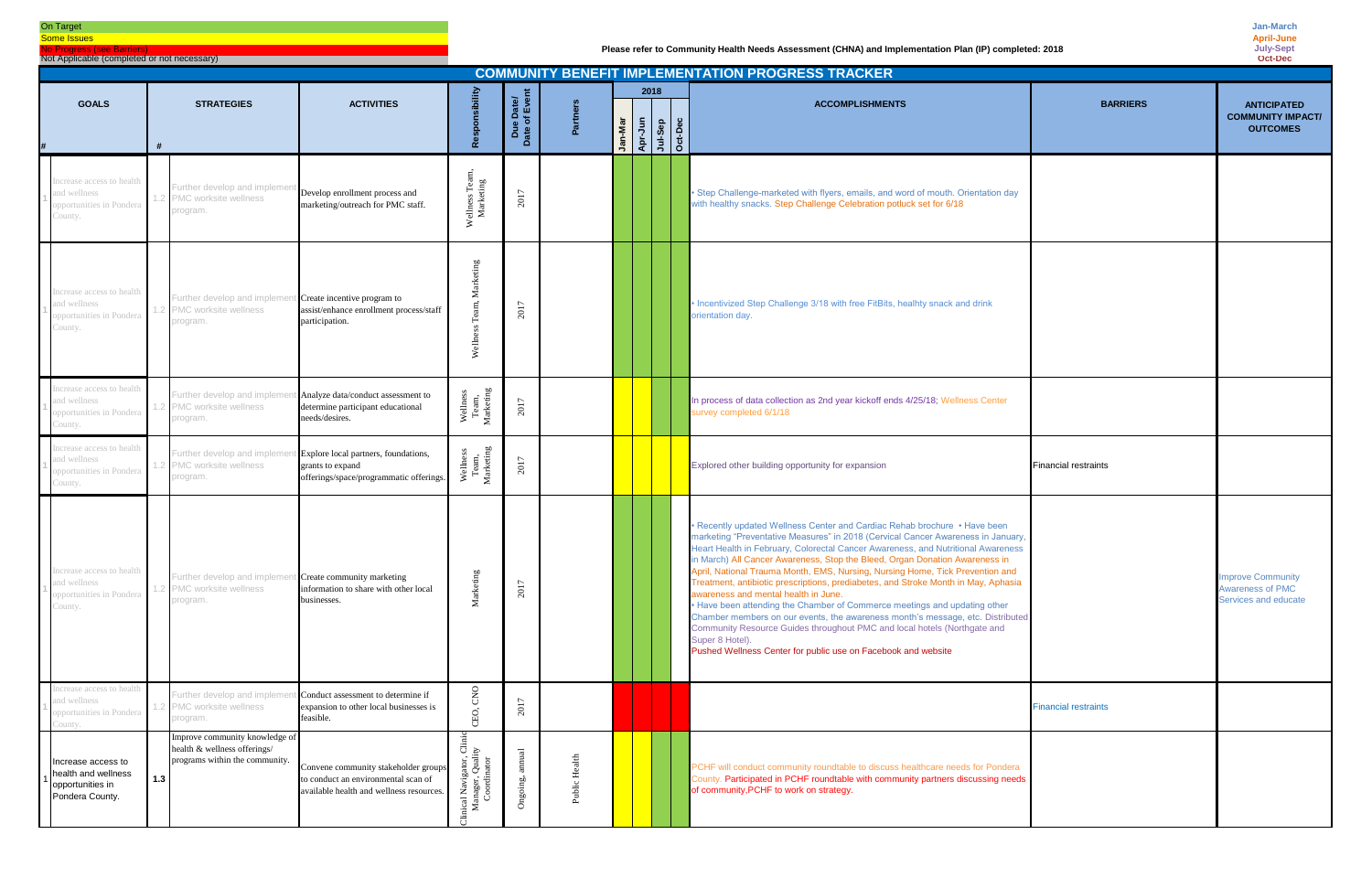On Target
Some Issues
No Progress (see Barriers)
Not Applicable (completed or not necessary)

Please refer to Community Health Needs Assessment (CHNA) and Implementation Plan (IP) completed: 2018

Jan-March
April-June
July-Sept
Oct-Dec

# COMMUNITY BENEFIT IMPLEMENTATION PROGRESS TRACKER

| # | GOALS | # | STRATEGIES | ACTIVITIES | Responsibility | Due Date/ Date of Event | Partners | 2018 Jan-Mar | 2018 Apr-Jun | 2018 Jul-Sep | 2018 Oct-Dec | ACCOMPLISHMENTS | BARRIERS | ANTICIPATED COMMUNITY IMPACT/ OUTCOMES |
|---|---|---|---|---|---|---|---|---|---|---|---|---|---|---|
| 1 | Increase access to health and wellness opportunities in Pondera County. | 1.2 | Further develop and implement PMC worksite wellness program. | Develop enrollment process and marketing/outreach for PMC staff. | Wellness Team, Marketing | 2017 | | | | | | • Step Challenge-marketed with flyers, emails, and word of mouth. Orientation day with healthy snacks. Step Challenge Celebration potluck set for 6/18 | | |
| 1 | Increase access to health and wellness opportunities in Pondera County. | 1.2 | Further develop and implement PMC worksite wellness program. | Create incentive program to assist/enhance enrollment process/staff participation. | Wellness Team, Marketing | 2017 | | | | | | • Incentivized Step Challenge 3/18 with free FitBits, healhty snack and drink orientation day. | | |
| 1 | Increase access to health and wellness opportunities in Pondera County. | 1.2 | Further develop and implement PMC worksite wellness program. | Analyze data/conduct assessment to determine participant educational needs/desires. | Wellness Team, Marketing | 2017 | | | | | | In process of data collection as 2nd year kickoff ends 4/25/18; Wellness Center survey completed 6/1/18 | | |
| 1 | Increase access to health and wellness opportunities in Pondera County. | 1.2 | Further develop and implement PMC worksite wellness program. | Explore local partners, foundations, grants to expand offerings/space/programmatic offerings. | Wellness Team, Marketing | 2017 | | | | | | Explored other building opportunity for expansion | Financial restraints | |
| 1 | Increase access to health and wellness opportunities in Pondera County. | 1.2 | Further develop and implement PMC worksite wellness program. | Create community marketing information to share with other local businesses. | Marketing | 2017 | | | | | | • Recently updated Wellness Center and Cardiac Rehab brochure • Have been marketing "Preventative Measures" in 2018 (Cervical Cancer Awareness in January, Heart Health in February, Colorectal Cancer Awareness, and Nutritional Awareness in March) All Cancer Awareness, Stop the Bleed, Organ Donation Awareness in April, National Trauma Month, EMS, Nursing, Nursing Home, Tick Prevention and Treatment, antibiotic prescriptions, prediabetes, and Stroke Month in May, Aphasia awareness and mental health in June. • Have been attending the Chamber of Commerce meetings and updating other Chamber members on our events, the awareness month's message, etc. Distributed Community Resource Guides throughout PMC and local hotels (Northgate and Super 8 Hotel). Pushed Wellness Center for public use on Facebook and website | | Improve Community Awareness of PMC Services and educate |
| 1 | Increase access to health and wellness opportunities in Pondera County. | 1.2 | Further develop and implement PMC worksite wellness program. | Conduct assessment to determine if expansion to other local businesses is feasible. | CEO, CNO | 2017 | | | | | | | Financial restraints | |
| 1 | Increase access to health and wellness opportunities in Pondera County. | 1.3 | Improve community knowledge of health & wellness offerings/ programs within the community. | Convene community stakeholder groups to conduct an environmental scan of available health and wellness resources. | Clinical Navigator, Clinic Manager, Quality Coordinator | Ongoing, annual | Public Health | | | | | PCHF will conduct community roundtable to discuss healthcare needs for Pondera County. Participated in PCHF roundtable with community partners discussing needs of community,PCHF to work on strategy. | | |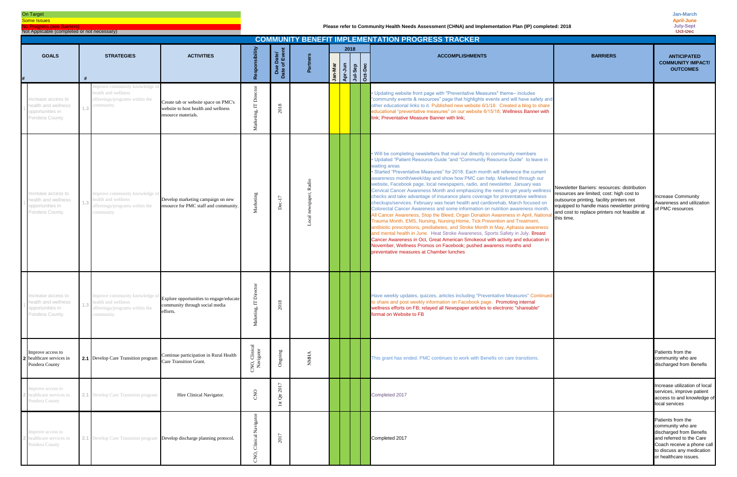On Target
Some Issues
No Progress (see Barriers)
Not Applicable (completed or not necessary)

**Please refer to Community Health Needs Assessment (CHNA) and Implementation Plan (IP) completed: 2018**

Jan-March
April-June
July-Sept
Oct-Dec

## COMMUNITY BENEFIT IMPLEMENTATION PROGRESS TRACKER

| # | GOALS | # | STRATEGIES | ACTIVITIES | Responsibility | Due Date/ Date of Event | Partners | 2018 Jan-Mar | 2018 Apr-Jun | 2018 Jul-Sep | 2018 Oct-Dec | ACCOMPLISHMENTS | BARRIERS | ANTICIPATED COMMUNITY IMPACT/ OUTCOMES |
|---|---|---|---|---|---|---|---|---|---|---|---|---|---|---|
| 1 | Increase access to health and wellness opportunities in Pondera County. | 1.3 | Improve community knowledge of health and wellness offereings/programs within the community. | Create tab or website space on PMC's website to host health and wellness resource materials. | Marketing, IT Director | 2018 | | | | | | • Updating website front page with "Preventative Measures" theme– includes "community events & resources" page that highlights events and will have safety and other educational links to it. Published new website 6/1/18. Created a blog to share educational "preventative measures" on our website 6/15/18; Wellness Banner with link; Preventative Measure Banner with link; | | |
| 1 | Increase access to health and wellness opportunities in Pondera County. | 1.3 | Improve community knowledge of health and wellness offereings/programs within the community. | Develop marketing campaign on new resource for PMC staff and community. | Marketing | Dec-17 | Local newspaper, Radio | | | | | • Will be completing newsletters that mail out directly to community members<br>• Updated "Patient Resource Guide "and "Community Resource Guide" to leave in waiting areas<br>• Started "Preventative Measures" for 2018. Each month will reference the current awareness month/week/day and show how PMC can help. Marketed through our website, Facebook page, local newspapers, radio, and newsletter. January was Cervical Cancer Awareness Month and emphasizing the need to get yearly wellness checks and take advantage of insurance plans coverage for preventative wellness checkups/services. February was heart health and cardiorehab, March focused on Colorectal Cancer Awareness and some information on nutrition awareness month. All Cancer Awareness, Stop the Bleed, Organ Donation Awareness in April, National Trauma Month, EMS, Nursing, Nursing Home. Tick Prevention and Treatment, antibiotic prescriptions, prediabetes, and Stroke Month in May, Aphasia awareness and mental health in June. Heat Stroke Awareness, Sports Safety in July. Breast Cancer Awareness in Oct, Great American Smokeout with activity and education in November, Wellness Promos on Facebook; pushed awarenss months and preventative measures at Chamber lunches | Newsletter Barriers: resources: distribution resources are limited; cost: high cost to outsource printing, facility printers not equipped to handle mass newsletter printing and cost to replace printers not feasible at this time. | Increase Community Awareness and utilization of PMC resources |
| 1 | Increase access to health and wellness opportunities in Pondera County. | 1.3 | Improve community knowledge of health and wellness offereings/programs within the community. | Explore opportunities to engage/educate community through social media efforts. | Maketing, IT Director | 2018 | | | | | | Have weekly updates, quizzes, articles including "Preventative Measures" Continued to share and post weekly information on Facebook page. Promoting internal wellness efforts on FB; relayed all Newspaper articles to electronic "shareable" format on Website to FB | | |
| 2 | Improve access to healthcare services in Pondera County | 2.1 | Develop Care Transition program | Continue participation in Rural Health Care Transition Grant. | CNO, Clinical Navigator | Ongoing | NMHA | | | | | This grant has ended. PMC continues to work with Benefis on care transitions. | | Patients from the community who are discharged from Benefis |
| 2 | Improve access to healthcare services in Pondera County | 2.1 | Develop Care Transition program | Hire Clinical Navigator. | CNO | 1st Qtr 2017 | | | | | | Completed 2017 | | Increase utilization of local services, improve patient access to and knowledge of local services |
| 2 | Improve access to healthcare services in Pondera County | 2.1 | Develop Care Transition program | Develop discharge planning protocol. | CNO, Clinical Navigator | 2017 | | | | | | Completed 2017 | | Patients from the community who are discharged from Benefis and referred to the Care Coach receive a phone call to discuss any medication or healthcare issues. |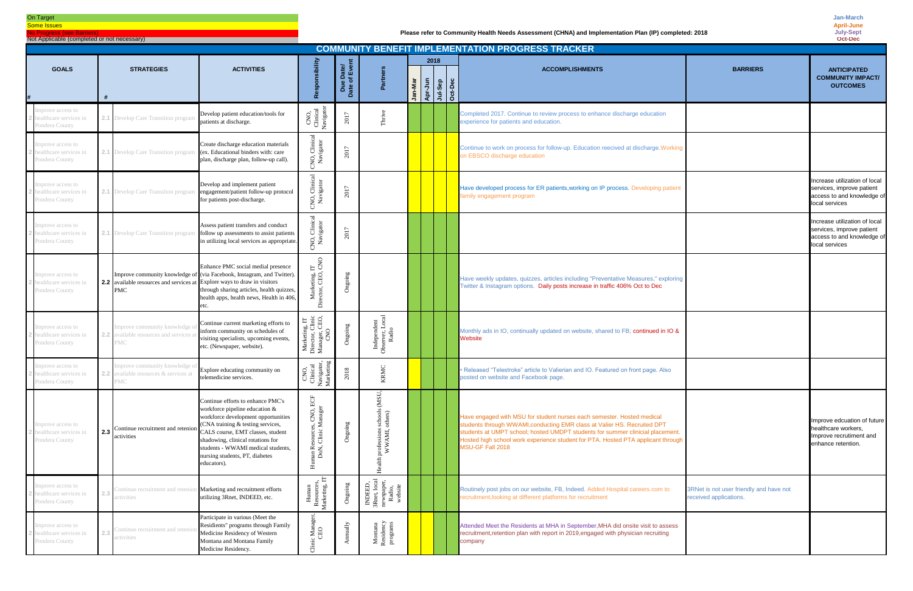On Target
Some Issues
No Progress (see Barriers)
Not Applicable (completed or not necessary)

**Please refer to Community Health Needs Assessment (CHNA) and Implementation Plan (IP) completed: 2018**

Jan-March
April-June
July-Sept
Oct-Dec

# COMMUNITY BENEFIT IMPLEMENTATION PROGRESS TRACKER

| # | GOALS | # | STRATEGIES | ACTIVITIES | Responsibility | Due Date/ Date of Event | Partners | 2018 Jan-Mar | Apr-Jun | Jul-Sep | Oct-Dec | ACCOMPLISHMENTS | BARRIERS | ANTICIPATED COMMUNITY IMPACT/ OUTCOMES |
|---|---|---|---|---|---|---|---|---|---|---|---|---|---|---|
| 2 | Improve access to healthcare services in Pondera County | 2.1 | Develop Care Transition program | Develop patient education/tools for patients at discharge. | CNO, Clinical Navigator | 2017 | Thrive | | | | | Completed 2017. Continue to review process to enhance discharge education experience for patients and education. | | |
| 2 | Improve access to healthcare services in Pondera County | 2.1 | Develop Care Transition program | Create discharge education materials (ex. Educational binders with: care plan, discharge plan, follow-up call). | CNO, Clinical Navigator | 2017 | | | | | | Continue to work on process for follow-up. Education reecived at discharge. Working on EBSCO discharge education | | |
| 2 | Improve access to healthcare services in Pondera County | 2.1 | Develop Care Transition program | Develop and implement patient engagement/patient follow-up protocol for patients post-discharge. | CNO, Clinical Navigator | 2017 | | | | | | Have developed process for ER patients,working on IP process. Developing patient family engagement program | | Increase utilization of local services, improve patient access to and knowledge of local services |
| 2 | Improve access to healthcare services in Pondera County | 2.1 | Develop Care Transition program | Assess patient transfers and conduct follow up assessments to assist patients in utilizing local services as appropriate. | CNO, Clinical Navigator | 2017 | | | | | | | | Increase utilization of local services, improve patient access to and knowledge of local services |
| 2 | Improve access to healthcare services in Pondera County | 2.2 | Improve community knowledge of available resources and services at PMC | Enhance PMC social medial presence (via Facebook, Instagram, and Twitter). Explore ways to draw in visitors through sharing articles, health quizzes, health apps, health news, Health in 406, etc. | Marketing, IT Director, CEO, CNO | Ongoing | | | | | | Have weekly updates, quizzes, articles including "Preventative Measures," exploring Twitter & Instagram options. Daily posts increase in traffic 406% Oct to Dec | | |
| 2 | Improve access to healthcare services in Pondera County | 2.2 | Improve community knowledge of available resources and services at PMC | Continue current marketing efforts to inform community on schedules of visiting specialists, upcoming events, etc. (Newspaper, website). | Marketing, IT Director, Clinic Manager, CEO, CNO | Ongoing | Independent Observer, Local Radio | | | | | Monthly ads in IO, continually updated on website, shared to FB; continued in IO & Website | | |
| 2 | Improve access to healthcare services in Pondera County | 2.2 | Improve community knowledge of available resources & services at PMC | Explore educating community on telemedicine services. | CNO, Clinical Navigator, Marketing | 2018 | KRMC | | | | | • Released "Telestroke" article to Valierian and IO. Featured on front page. Also posted on website and Facebook page. | | |
| 2 | Improve access to healthcare services in Pondera County | 2.3 | Continue recruitment and retenion activities | Continue efforts to enhance PMC's workforce pipeline education & workforce development opportunities (CNA training & testing services, CALS course, EMT classes, student shadowing, clinical rotations for students - WWAMI medical students, nursing students, PT, diabetes educators). | Human Resources, CNO, ECF DoN, Clinic Manager | Ongoing | Health professions schools (MSU, WWAMI, others) | | | | | Have engaged with MSU for student nurses each semester. Hosted medical students through WWAMI,conducting EMR class at Valier HS. Recruited DPT students at UMPT school; hosted UMDPT students for summer clinicial placement. Hosted high school work experience student for PTA. Hosted PTA applicant through MSU-GF Fall 2018 | | Improve edcuation of future healthcare workers, Improve recruitment and enhance retention. |
| 2 | Improve access to healthcare services in Pondera County | 2.3 | Continue recruitment and retenion activities | Marketing and recruitment efforts utilizing 3Rnet, INDEED, etc. | Human Resources, Marketing, IT | Ongoing | INDEED, 3Rnet, local newspaper, Radio, website | | | | | Routinely post jobs on our website, FB, Indeed. Added Hospital careers.com to recruitment,looking at different platforms for recruitment | 3RNet is not user friendly and have not received applications. | |
| 2 | Improve access to healthcare services in Pondera County | 2.3 | Continue recruitment and retenion activities | Participate in various (Meet the Residients" programs through Family Medicine Residency of Western Montana and Montana Family Medicine Residency. | Clinic Manager, CEO | Annually | Montana Residency programs | | | | | Attended Meet the Residents at MHA in September,MHA did onsite visit to assess recruitment,retention plan with report in 2019,engaged with physician recruiting company | | |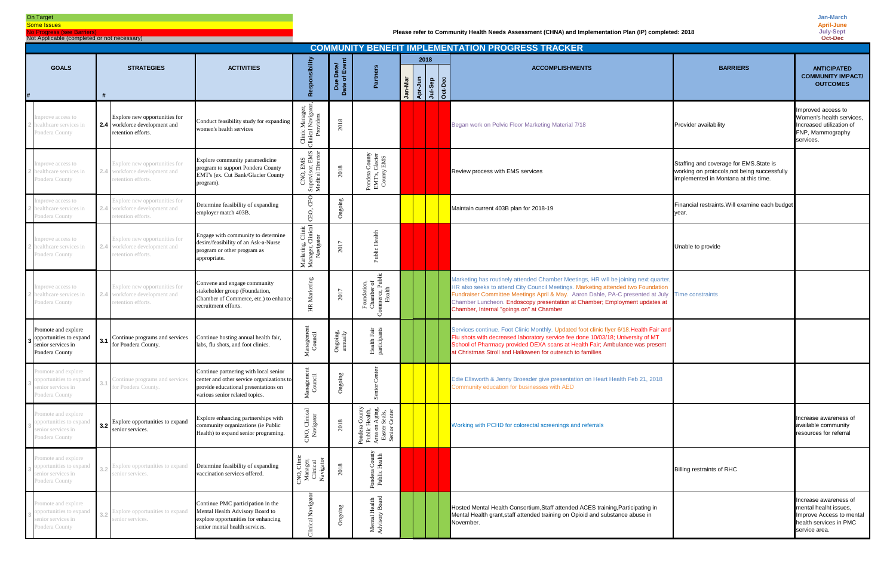On Target
Some Issues
No Progress (see Barriers)
Not Applicable (completed or not necessary)

Please refer to Community Health Needs Assessment (CHNA) and Implementation Plan (IP) completed: 2018

Jan-March
April-June
July-Sept
Oct-Dec

# COMMUNITY BENEFIT IMPLEMENTATION PROGRESS TRACKER

| # | GOALS | # | STRATEGIES | ACTIVITIES | Responsibility | Due Date/ Date of Event | Partners | 2018 Jan-Mar | 2018 Apr-Jun | 2018 Jul-Sep | 2018 Oct-Dec | ACCOMPLISHMENTS | BARRIERS | ANTICIPATED COMMUNITY IMPACT/ OUTCOMES |
|---|---|---|---|---|---|---|---|---|---|---|---|---|---|---|
| 2 | Improve access to healthcare services in Pondera County | 2.4 | Explore new opportunities for workforce development and retention efforts. | Conduct feasibility study for expanding women's health services | Clinic Manager, Clinical Navigator, Providers | 2018 | | | | | | Began work on Pelvic Floor Marketing Material 7/18 | Provider availability | Improved access to Women's health services, Increased utilization of FNP, Mammography services. |
| 2 | Improve access to healthcare services in Pondera County | 2.4 | Explore new opportunities for workforce development and retention efforts. | Explore community paramedicine program to support Pondera County EMT's (ex. Cut Bank/Glacier County program). | CNO, EMS Supervisor, EMS Medical Director | 2018 | Pondera County EMT's, Glacier County EMS | | | | | Review process with EMS services | Staffing and coverage for EMS.State is working on protocols,not being successfully implemented in Montana at this time. | |
| 2 | Improve access to healthcare services in Pondera County | 2.4 | Explore new opportunities for workforce development and retention efforts. | Determine feasibility of expanding employer match 403B. | CEO, CFO | Ongoing | | | | | | Maintain current 403B plan for 2018-19 | Financial restraints.Will examine each budget year. | |
| 2 | Improve access to healthcare services in Pondera County | 2.4 | Explore new opportunities for workforce development and retention efforts. | Engage with community to determine desire/feasibility of an Ask-a-Nurse program or other program as appropriate. | Marketing, Clinic Manager, Clinical Navigator | 2017 | Public Health | | | | | | Unable to provide | |
| 2 | Improve access to healthcare services in Pondera County | 2.4 | Explore new opportunities for workforce development and retention efforts. | Convene and engage community stakeholder group (Foundation, Chamber of Commerce, etc.) to enhance recruitment efforts. | HR Marketing | 2017 | Foundation, Chamber of Commerce, Public Health | | | | | Marketing has routinely attended Chamber Meetings, HR will be joining next quarter, HR also seeks to attend City Council Meetings. Marketing attended two Foundation Fundraiser Committee Meetings April & May. Aaron Dahle, PA-C presented at July Chamber Luncheon. Endoscopy presentation at Chamber; Employment updates at Chamber, Internal "goings on" at Chamber | Time constraints | |
| 3 | Promote and explore opportunities to expand senior services in Pondera County | 3.1 | Continue programs and services for Pondera County. | Continue hosting annual health fair, labs, flu shots, and foot clinics. | Management Council | Ongoing, annually | Health Fair participants | | | | | Services continue. Foot Clinic Monthly. Updated foot clinic flyer 6/18.Health Fair and Flu shots with decreased laboratory service fee done 10/03/18; University of MT School of Pharmacy provided DEXA scans at Health Fair; Ambulance was present at Christmas Stroll and Halloween for outreach to families | | |
| 3 | Promote and explore opportunities to expand senior services in Pondera County | 3.1 | Continue programs and services for Pondera County. | Continue partnering with local senior center and other service organizations to provide educational presentations on various senior related topics. | Management Council | Ongoing | Senior Center | | | | | Edie Ellsworth & Jenny Broesder give presentation on Heart Health Feb 21, 2018 Community education for businesses with AED | | |
| 3 | Promote and explore opportunities to expand senior services in Pondera County | 3.2 | Explore opportunities to expand senior services. | Explore enhancing partnerships with community organizations (ie Public Health) to expand senior programing. | CNO, Clinical Navigator | 2018 | Pondera County Public Health, Area on Aging, Easter Seals, Senior Center | | | | | Working with PCHD for colorectal screenings and referrals | | Increase awareness of available community resources for referral |
| 3 | Promote and explore opportunities to expand senior services in Pondera County | 3.2 | Explore opportunities to expand senior services. | Determine feasibility of expanding vaccination services offered. | CNO, Clinic Manager, Clinical Navigator | 2018 | Pondera County Public Health | | | | | | Billing restraints of RHC | |
| 3 | Promote and explore opportunities to expand senior services in Pondera County | 3.2 | Explore opportunities to expand senior services. | Continue PMC participation in the Mental Health Advisory Board to explore opportunities for enhancing senior mental health services. | Clinical Navigator | Ongoing | Mental Health Advisory Board | | | | | Hosted Mental Health Consortium,Staff attended ACES training,Participating in Mental Health grant,staff attended training on Opioid and substance abuse in November. | | Increase awareness of mental healht issues, Improve Access to mental health services in PMC service area. |